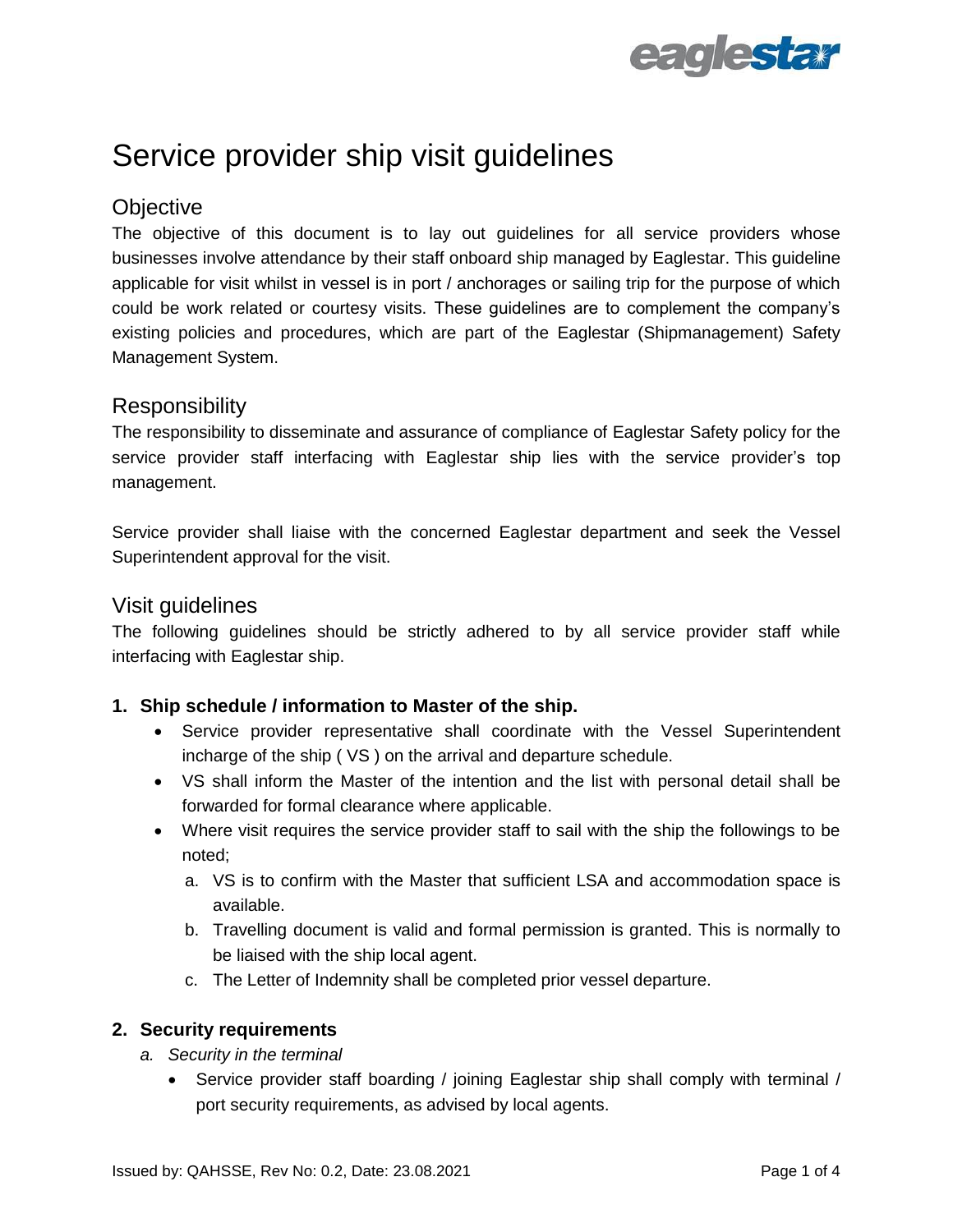# Service provider ship visit guidelines

## Objective

The objective of this document is to lay out guidelines for all service providers whose businesses involve attendance by their staff onboard ship managed by Eaglestar. This guideline applicable for visit whilst in vessel is in port / anchorages or sailing trip for the purpose of which could be work related or courtesy visits. These guidelines are to complement the company's existing policies and procedures, which are part of the Eaglestar (Shipmanagement) Safety Management System.

## Responsibility

The responsibility to disseminate and assurance of compliance of Eaglestar Safety policy for the service provider staff interfacing with Eaglestar ship lies with the service provider's top management.

Service provider shall liaise with the concerned Eaglestar department and seek the Vessel Superintendent approval for the visit.

## Visit guidelines

The following guidelines should be strictly adhered to by all service provider staff while interfacing with Eaglestar ship.

### 1. Ship schedule / information to Master of the ship.

- Service provider representative shall coordinate with the Vessel Superintendent incharge of the ship ( VS ) on the arrival and departure schedule.
- VS shall inform the Master of the intention and the list with personal detail shall be forwarded for formal clearance where applicable.
- Where visit requires the service provider staff to sail with the ship the followings to be noted;
  a. VS is to confirm with the Master that sufficient LSA and accommodation space is available.
  b. Travelling document is valid and formal permission is granted. This is normally to be liaised with the ship local agent.
  c. The Letter of Indemnity shall be completed prior vessel departure.

### 2. Security requirements

*a. Security in the terminal*

- Service provider staff boarding / joining Eaglestar ship shall comply with terminal / port security requirements, as advised by local agents.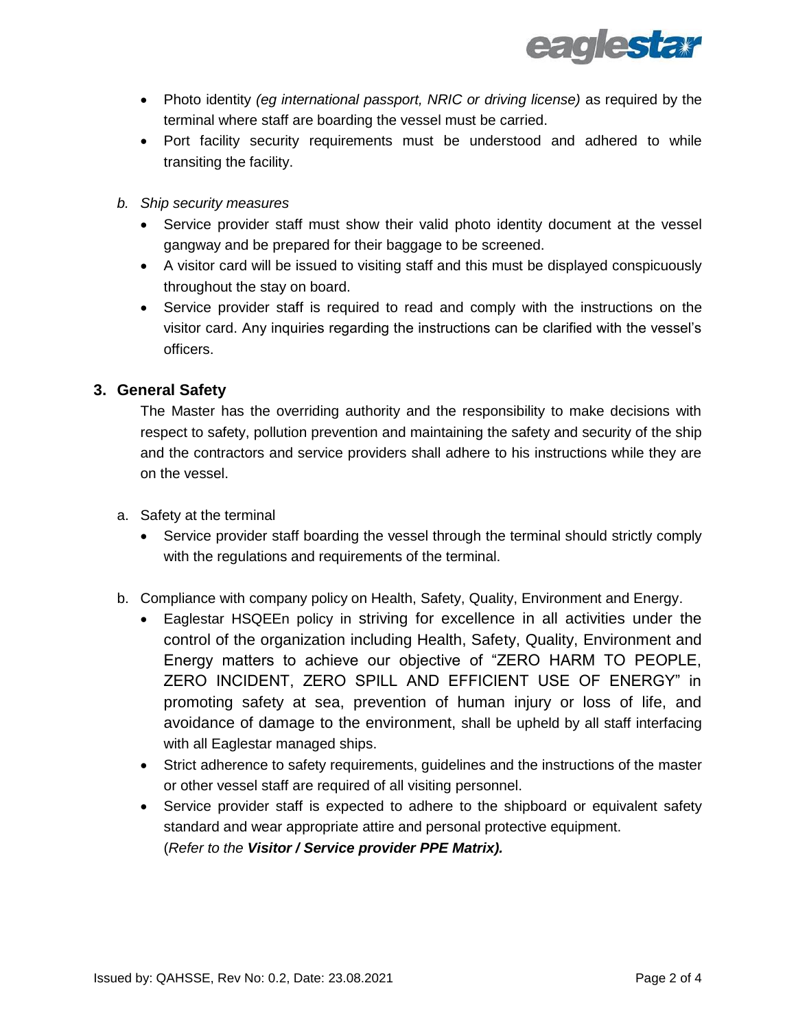- Photo identity *(eg international passport, NRIC or driving license)* as required by the terminal where staff are boarding the vessel must be carried.
- Port facility security requirements must be understood and adhered to while transiting the facility.

*b. Ship security measures*

- Service provider staff must show their valid photo identity document at the vessel gangway and be prepared for their baggage to be screened.
- A visitor card will be issued to visiting staff and this must be displayed conspicuously throughout the stay on board.
- Service provider staff is required to read and comply with the instructions on the visitor card. Any inquiries regarding the instructions can be clarified with the vessel's officers.

## 3. General Safety

The Master has the overriding authority and the responsibility to make decisions with respect to safety, pollution prevention and maintaining the safety and security of the ship and the contractors and service providers shall adhere to his instructions while they are on the vessel.

a. Safety at the terminal

- Service provider staff boarding the vessel through the terminal should strictly comply with the regulations and requirements of the terminal.

b. Compliance with company policy on Health, Safety, Quality, Environment and Energy.

- Eaglestar HSQEEn policy in striving for excellence in all activities under the control of the organization including Health, Safety, Quality, Environment and Energy matters to achieve our objective of "ZERO HARM TO PEOPLE, ZERO INCIDENT, ZERO SPILL AND EFFICIENT USE OF ENERGY" in promoting safety at sea, prevention of human injury or loss of life, and avoidance of damage to the environment, shall be upheld by all staff interfacing with all Eaglestar managed ships.
- Strict adherence to safety requirements, guidelines and the instructions of the master or other vessel staff are required of all visiting personnel.
- Service provider staff is expected to adhere to the shipboard or equivalent safety standard and wear appropriate attire and personal protective equipment.
(*Refer to the **Visitor / Service provider PPE Matrix).***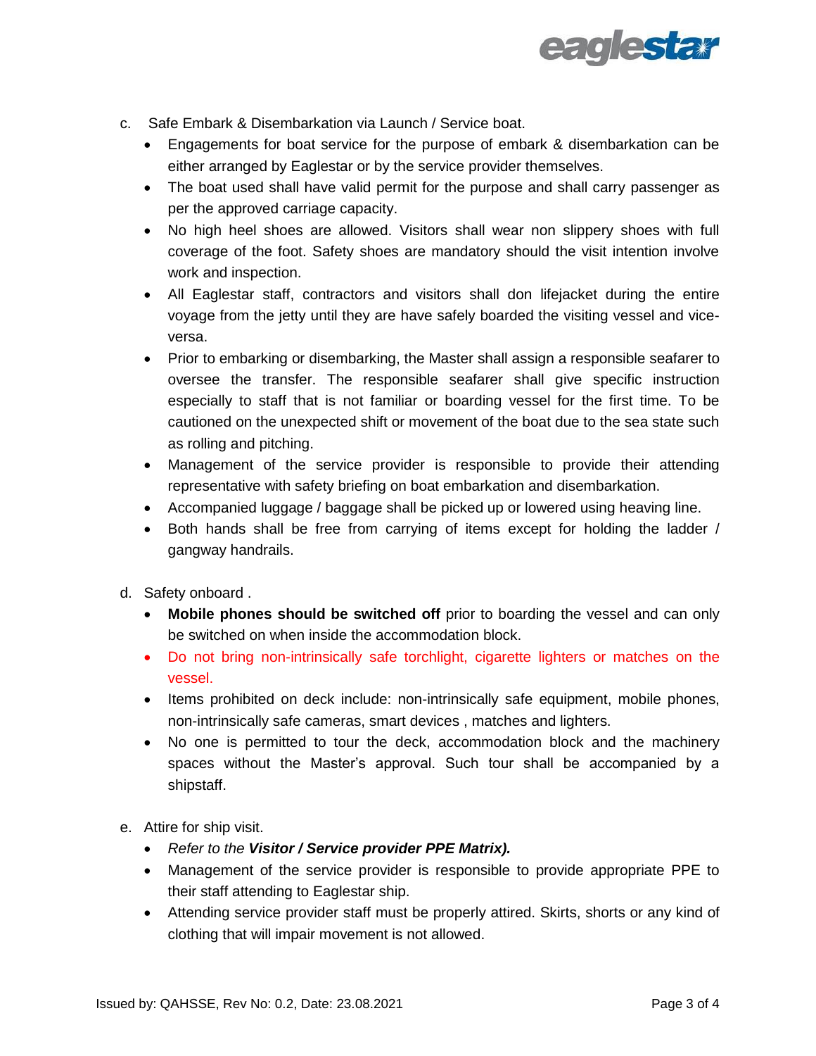c. Safe Embark & Disembarkation via Launch / Service boat.

- Engagements for boat service for the purpose of embark & disembarkation can be either arranged by Eaglestar or by the service provider themselves.
- The boat used shall have valid permit for the purpose and shall carry passenger as per the approved carriage capacity.
- No high heel shoes are allowed. Visitors shall wear non slippery shoes with full coverage of the foot. Safety shoes are mandatory should the visit intention involve work and inspection.
- All Eaglestar staff, contractors and visitors shall don lifejacket during the entire voyage from the jetty until they are have safely boarded the visiting vessel and vice-versa.
- Prior to embarking or disembarking, the Master shall assign a responsible seafarer to oversee the transfer. The responsible seafarer shall give specific instruction especially to staff that is not familiar or boarding vessel for the first time. To be cautioned on the unexpected shift or movement of the boat due to the sea state such as rolling and pitching.
- Management of the service provider is responsible to provide their attending representative with safety briefing on boat embarkation and disembarkation.
- Accompanied luggage / baggage shall be picked up or lowered using heaving line.
- Both hands shall be free from carrying of items except for holding the ladder / gangway handrails.

d. Safety onboard .

- **Mobile phones should be switched off** prior to boarding the vessel and can only be switched on when inside the accommodation block.
- Do not bring non-intrinsically safe torchlight, cigarette lighters or matches on the vessel.
- Items prohibited on deck include: non-intrinsically safe equipment, mobile phones, non-intrinsically safe cameras, smart devices , matches and lighters.
- No one is permitted to tour the deck, accommodation block and the machinery spaces without the Master's approval. Such tour shall be accompanied by a shipstaff.

e. Attire for ship visit.

- *Refer to the **Visitor / Service provider PPE Matrix).***
- Management of the service provider is responsible to provide appropriate PPE to their staff attending to Eaglestar ship.
- Attending service provider staff must be properly attired. Skirts, shorts or any kind of clothing that will impair movement is not allowed.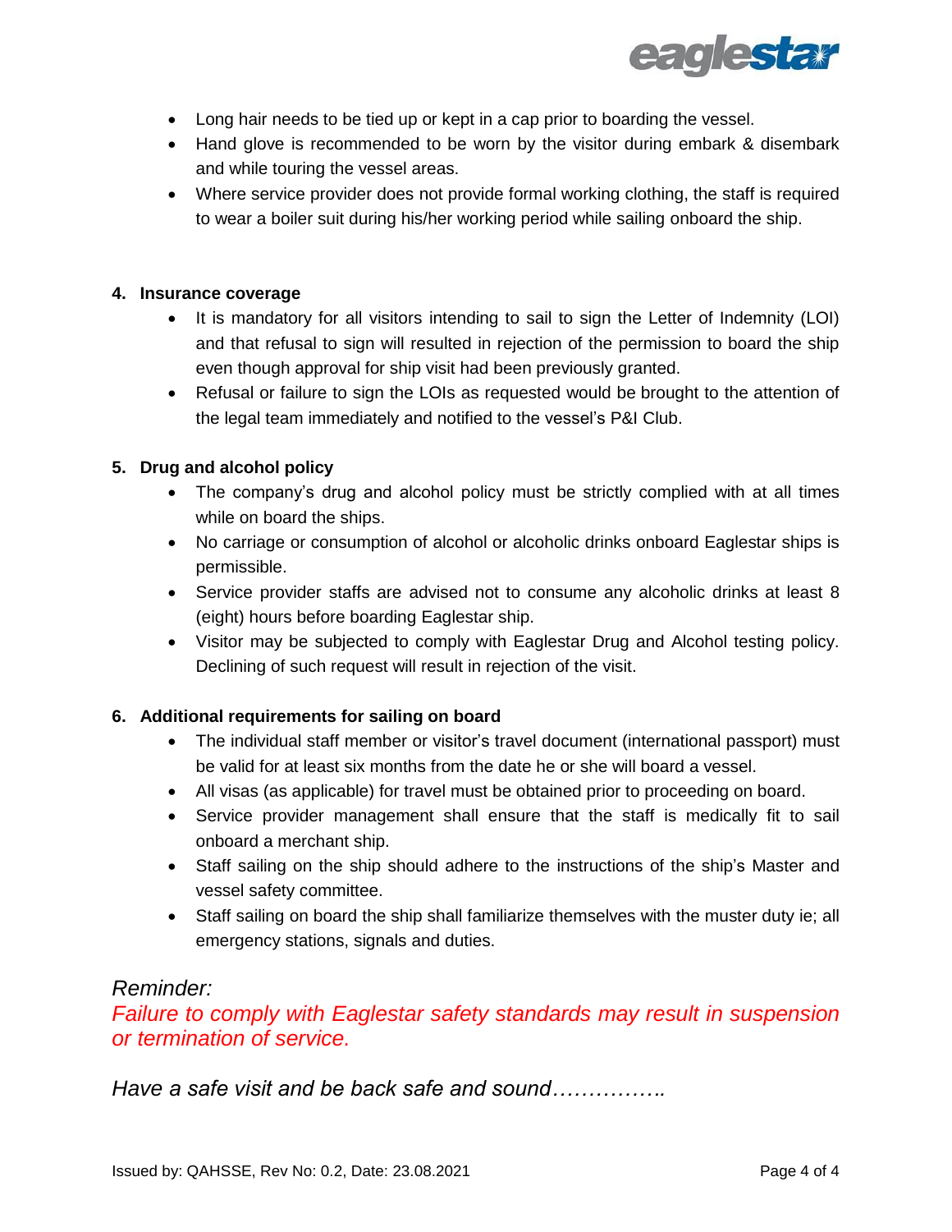- Long hair needs to be tied up or kept in a cap prior to boarding the vessel.
- Hand glove is recommended to be worn by the visitor during embark & disembark and while touring the vessel areas.
- Where service provider does not provide formal working clothing, the staff is required to wear a boiler suit during his/her working period while sailing onboard the ship.

**4. Insurance coverage**

- It is mandatory for all visitors intending to sail to sign the Letter of Indemnity (LOI) and that refusal to sign will resulted in rejection of the permission to board the ship even though approval for ship visit had been previously granted.
- Refusal or failure to sign the LOIs as requested would be brought to the attention of the legal team immediately and notified to the vessel's P&I Club.

**5. Drug and alcohol policy**

- The company's drug and alcohol policy must be strictly complied with at all times while on board the ships.
- No carriage or consumption of alcohol or alcoholic drinks onboard Eaglestar ships is permissible.
- Service provider staffs are advised not to consume any alcoholic drinks at least 8 (eight) hours before boarding Eaglestar ship.
- Visitor may be subjected to comply with Eaglestar Drug and Alcohol testing policy. Declining of such request will result in rejection of the visit.

**6. Additional requirements for sailing on board**

- The individual staff member or visitor's travel document (international passport) must be valid for at least six months from the date he or she will board a vessel.
- All visas (as applicable) for travel must be obtained prior to proceeding on board.
- Service provider management shall ensure that the staff is medically fit to sail onboard a merchant ship.
- Staff sailing on the ship should adhere to the instructions of the ship's Master and vessel safety committee.
- Staff sailing on board the ship shall familiarize themselves with the muster duty ie; all emergency stations, signals and duties.

*Reminder:*
*Failure to comply with Eaglestar safety standards may result in suspension or termination of service.*

*Have a safe visit and be back safe and sound…………….*

Issued by: QAHSSE, Rev No: 0.2, Date: 23.08.2021